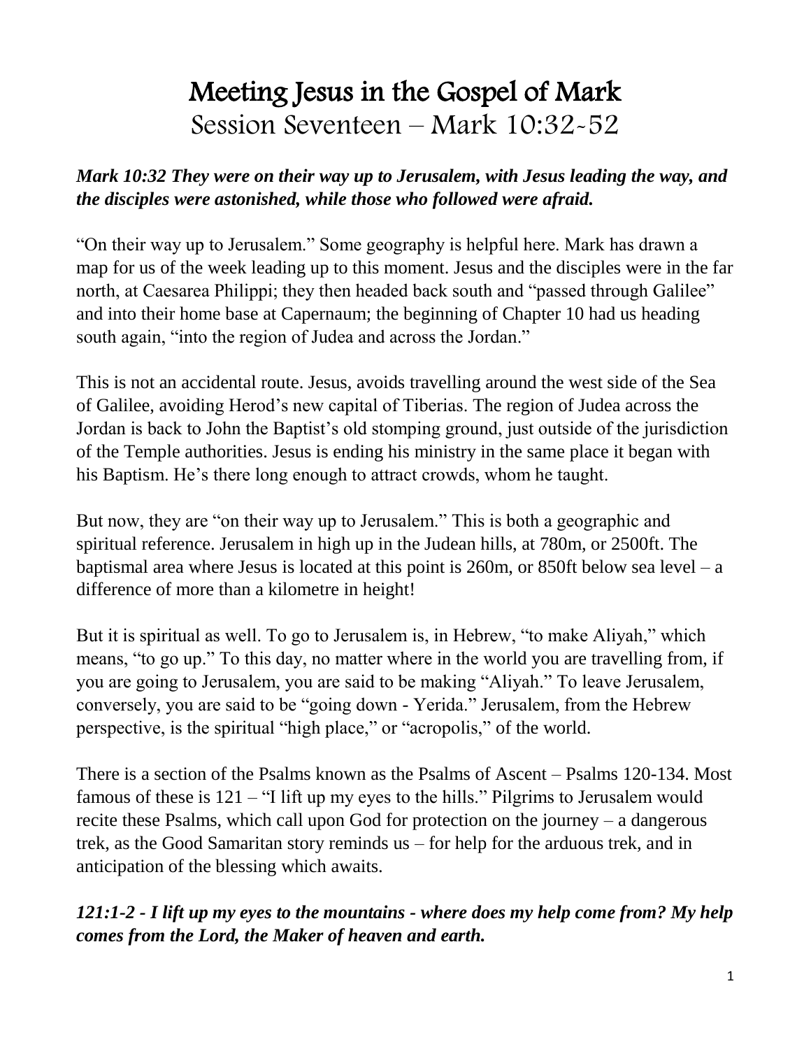# Meeting Jesus in the Gospel of Mark

## Session Seventeen – Mark 10:32-52

***Mark 10:32 They were on their way up to Jerusalem, with Jesus leading the way, and the disciples were astonished, while those who followed were afraid.***

"On their way up to Jerusalem." Some geography is helpful here. Mark has drawn a map for us of the week leading up to this moment. Jesus and the disciples were in the far north, at Caesarea Philippi; they then headed back south and "passed through Galilee" and into their home base at Capernaum; the beginning of Chapter 10 had us heading south again, "into the region of Judea and across the Jordan."

This is not an accidental route. Jesus, avoids travelling around the west side of the Sea of Galilee, avoiding Herod's new capital of Tiberias. The region of Judea across the Jordan is back to John the Baptist's old stomping ground, just outside of the jurisdiction of the Temple authorities. Jesus is ending his ministry in the same place it began with his Baptism. He's there long enough to attract crowds, whom he taught.

But now, they are "on their way up to Jerusalem." This is both a geographic and spiritual reference. Jerusalem in high up in the Judean hills, at 780m, or 2500ft. The baptismal area where Jesus is located at this point is 260m, or 850ft below sea level – a difference of more than a kilometre in height!

But it is spiritual as well. To go to Jerusalem is, in Hebrew, "to make Aliyah," which means, "to go up." To this day, no matter where in the world you are travelling from, if you are going to Jerusalem, you are said to be making "Aliyah." To leave Jerusalem, conversely, you are said to be "going down - Yerida." Jerusalem, from the Hebrew perspective, is the spiritual "high place," or "acropolis," of the world.

There is a section of the Psalms known as the Psalms of Ascent – Psalms 120-134. Most famous of these is 121 – "I lift up my eyes to the hills." Pilgrims to Jerusalem would recite these Psalms, which call upon God for protection on the journey – a dangerous trek, as the Good Samaritan story reminds us – for help for the arduous trek, and in anticipation of the blessing which awaits.

***121:1-2 - I lift up my eyes to the mountains - where does my help come from? My help comes from the Lord, the Maker of heaven and earth.***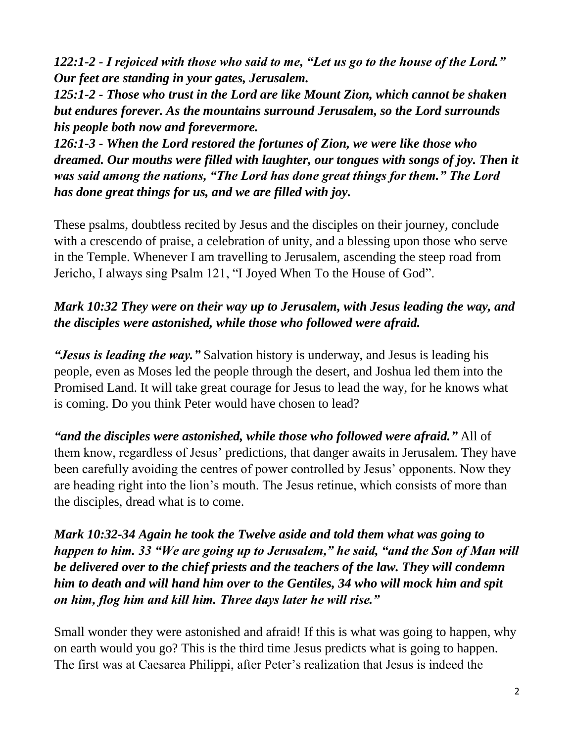***122:1-2 - I rejoiced with those who said to me, "Let us go to the house of the Lord." Our feet are standing in your gates, Jerusalem.***

***125:1-2 - Those who trust in the Lord are like Mount Zion, which cannot be shaken but endures forever. As the mountains surround Jerusalem, so the Lord surrounds his people both now and forevermore.***

***126:1-3 - When the Lord restored the fortunes of Zion, we were like those who dreamed. Our mouths were filled with laughter, our tongues with songs of joy. Then it was said among the nations, "The Lord has done great things for them." The Lord has done great things for us, and we are filled with joy.***

These psalms, doubtless recited by Jesus and the disciples on their journey, conclude with a crescendo of praise, a celebration of unity, and a blessing upon those who serve in the Temple. Whenever I am travelling to Jerusalem, ascending the steep road from Jericho, I always sing Psalm 121, "I Joyed When To the House of God".

***Mark 10:32 They were on their way up to Jerusalem, with Jesus leading the way, and the disciples were astonished, while those who followed were afraid.***

***"Jesus is leading the way."*** Salvation history is underway, and Jesus is leading his people, even as Moses led the people through the desert, and Joshua led them into the Promised Land. It will take great courage for Jesus to lead the way, for he knows what is coming. Do you think Peter would have chosen to lead?

***"and the disciples were astonished, while those who followed were afraid."*** All of them know, regardless of Jesus' predictions, that danger awaits in Jerusalem. They have been carefully avoiding the centres of power controlled by Jesus' opponents. Now they are heading right into the lion's mouth. The Jesus retinue, which consists of more than the disciples, dread what is to come.

***Mark 10:32-34 Again he took the Twelve aside and told them what was going to happen to him. 33 "We are going up to Jerusalem," he said, "and the Son of Man will be delivered over to the chief priests and the teachers of the law. They will condemn him to death and will hand him over to the Gentiles, 34 who will mock him and spit on him, flog him and kill him. Three days later he will rise."***

Small wonder they were astonished and afraid! If this is what was going to happen, why on earth would you go? This is the third time Jesus predicts what is going to happen. The first was at Caesarea Philippi, after Peter's realization that Jesus is indeed the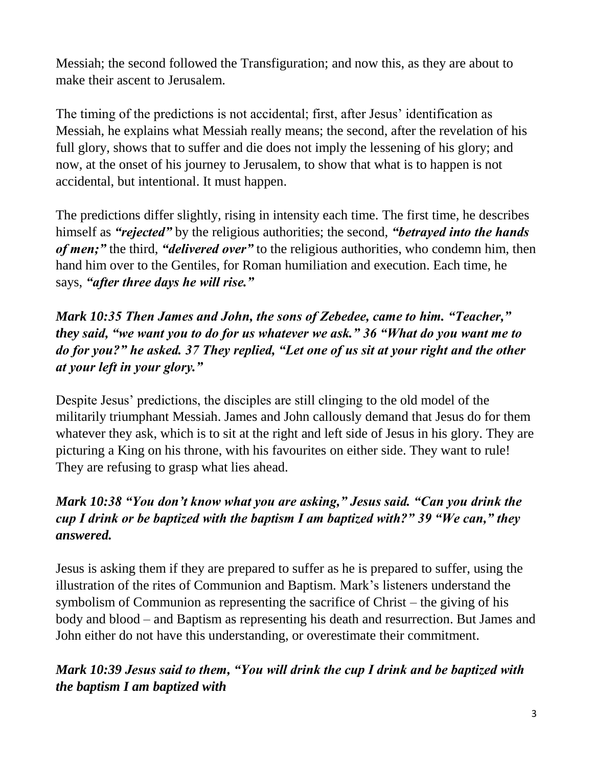Messiah; the second followed the Transfiguration; and now this, as they are about to make their ascent to Jerusalem.

The timing of the predictions is not accidental; first, after Jesus' identification as Messiah, he explains what Messiah really means; the second, after the revelation of his full glory, shows that to suffer and die does not imply the lessening of his glory; and now, at the onset of his journey to Jerusalem, to show that what is to happen is not accidental, but intentional. It must happen.

The predictions differ slightly, rising in intensity each time. The first time, he describes himself as ***"rejected"*** by the religious authorities; the second, ***"betrayed into the hands of men;"*** the third, ***"delivered over"*** to the religious authorities, who condemn him, then hand him over to the Gentiles, for Roman humiliation and execution. Each time, he says, ***"after three days he will rise."***

***Mark 10:35 Then James and John, the sons of Zebedee, came to him. "Teacher," they said, "we want you to do for us whatever we ask." 36 "What do you want me to do for you?" he asked. 37 They replied, "Let one of us sit at your right and the other at your left in your glory."***

Despite Jesus' predictions, the disciples are still clinging to the old model of the militarily triumphant Messiah. James and John callously demand that Jesus do for them whatever they ask, which is to sit at the right and left side of Jesus in his glory. They are picturing a King on his throne, with his favourites on either side. They want to rule! They are refusing to grasp what lies ahead.

***Mark 10:38 "You don't know what you are asking," Jesus said. "Can you drink the cup I drink or be baptized with the baptism I am baptized with?" 39 "We can," they answered.***

Jesus is asking them if they are prepared to suffer as he is prepared to suffer, using the illustration of the rites of Communion and Baptism. Mark's listeners understand the symbolism of Communion as representing the sacrifice of Christ – the giving of his body and blood – and Baptism as representing his death and resurrection. But James and John either do not have this understanding, or overestimate their commitment.

***Mark 10:39 Jesus said to them, "You will drink the cup I drink and be baptized with the baptism I am baptized with***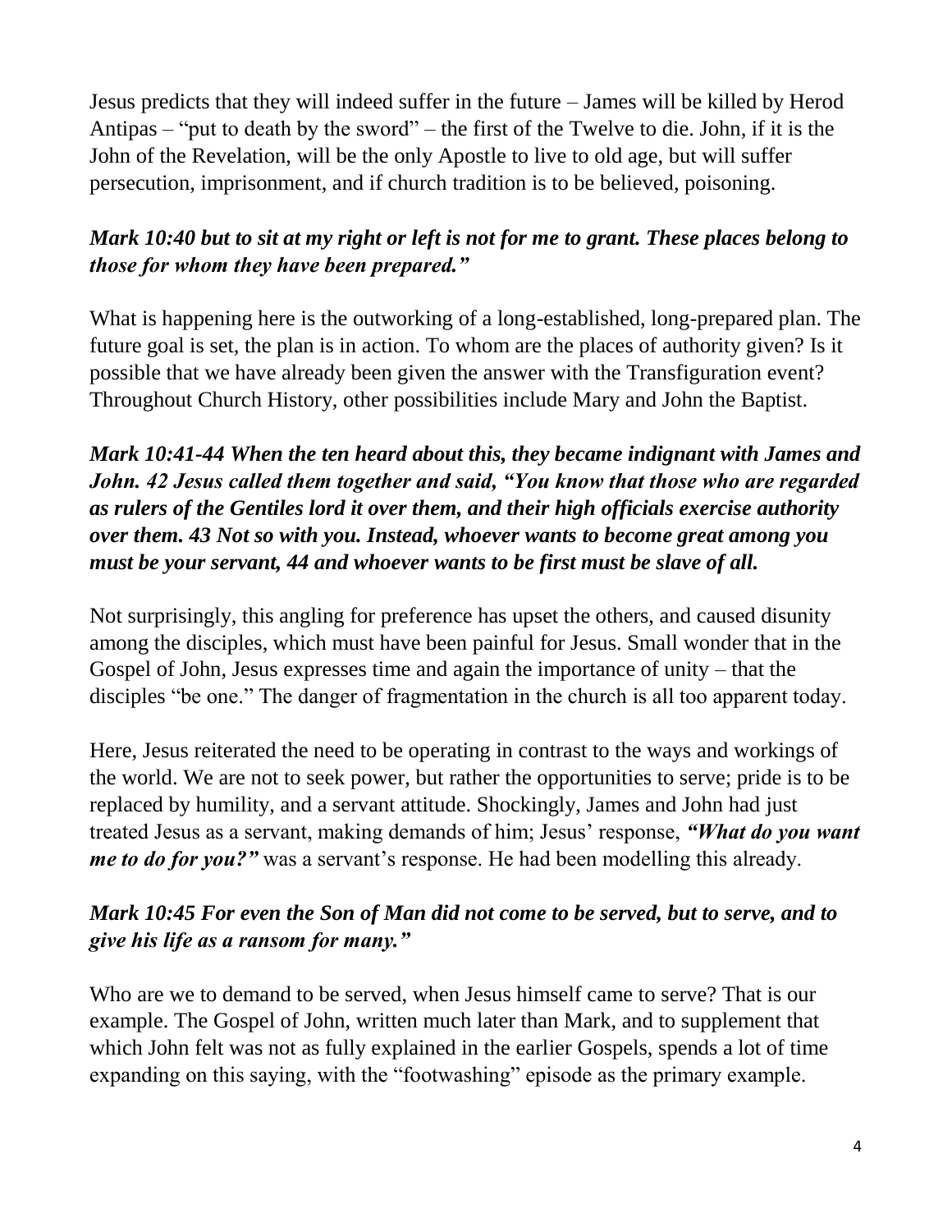Jesus predicts that they will indeed suffer in the future – James will be killed by Herod Antipas – "put to death by the sword" – the first of the Twelve to die. John, if it is the John of the Revelation, will be the only Apostle to live to old age, but will suffer persecution, imprisonment, and if church tradition is to be believed, poisoning.

***Mark 10:40 but to sit at my right or left is not for me to grant. These places belong to those for whom they have been prepared."***

What is happening here is the outworking of a long-established, long-prepared plan. The future goal is set, the plan is in action. To whom are the places of authority given? Is it possible that we have already been given the answer with the Transfiguration event? Throughout Church History, other possibilities include Mary and John the Baptist.

***Mark 10:41-44 When the ten heard about this, they became indignant with James and John. 42 Jesus called them together and said, "You know that those who are regarded as rulers of the Gentiles lord it over them, and their high officials exercise authority over them. 43 Not so with you. Instead, whoever wants to become great among you must be your servant, 44 and whoever wants to be first must be slave of all.***

Not surprisingly, this angling for preference has upset the others, and caused disunity among the disciples, which must have been painful for Jesus. Small wonder that in the Gospel of John, Jesus expresses time and again the importance of unity – that the disciples "be one." The danger of fragmentation in the church is all too apparent today.

Here, Jesus reiterated the need to be operating in contrast to the ways and workings of the world. We are not to seek power, but rather the opportunities to serve; pride is to be replaced by humility, and a servant attitude. Shockingly, James and John had just treated Jesus as a servant, making demands of him; Jesus' response, ***"What do you want me to do for you?"*** was a servant's response. He had been modelling this already.

***Mark 10:45 For even the Son of Man did not come to be served, but to serve, and to give his life as a ransom for many."***

Who are we to demand to be served, when Jesus himself came to serve? That is our example. The Gospel of John, written much later than Mark, and to supplement that which John felt was not as fully explained in the earlier Gospels, spends a lot of time expanding on this saying, with the "footwashing" episode as the primary example.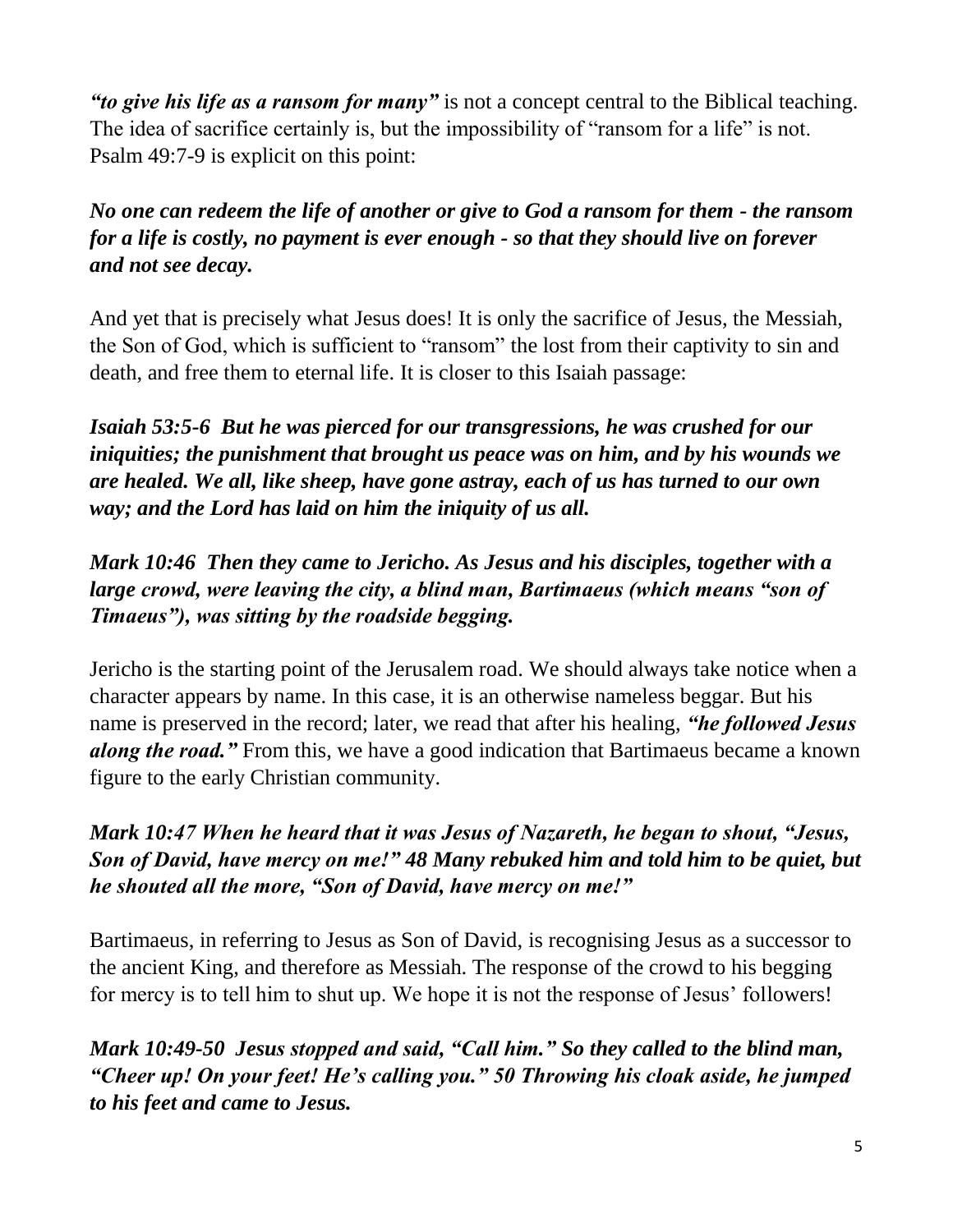***"to give his life as a ransom for many"*** is not a concept central to the Biblical teaching. The idea of sacrifice certainly is, but the impossibility of "ransom for a life" is not. Psalm 49:7-9 is explicit on this point:

***No one can redeem the life of another or give to God a ransom for them - the ransom for a life is costly, no payment is ever enough - so that they should live on forever and not see decay.***

And yet that is precisely what Jesus does! It is only the sacrifice of Jesus, the Messiah, the Son of God, which is sufficient to "ransom" the lost from their captivity to sin and death, and free them to eternal life. It is closer to this Isaiah passage:

***Isaiah 53:5-6 But he was pierced for our transgressions, he was crushed for our iniquities; the punishment that brought us peace was on him, and by his wounds we are healed. We all, like sheep, have gone astray, each of us has turned to our own way; and the Lord has laid on him the iniquity of us all.***

***Mark 10:46 Then they came to Jericho. As Jesus and his disciples, together with a large crowd, were leaving the city, a blind man, Bartimaeus (which means "son of Timaeus"), was sitting by the roadside begging.***

Jericho is the starting point of the Jerusalem road. We should always take notice when a character appears by name. In this case, it is an otherwise nameless beggar. But his name is preserved in the record; later, we read that after his healing, ***"he followed Jesus along the road."*** From this, we have a good indication that Bartimaeus became a known figure to the early Christian community.

***Mark 10:47 When he heard that it was Jesus of Nazareth, he began to shout, "Jesus, Son of David, have mercy on me!" 48 Many rebuked him and told him to be quiet, but he shouted all the more, "Son of David, have mercy on me!"***

Bartimaeus, in referring to Jesus as Son of David, is recognising Jesus as a successor to the ancient King, and therefore as Messiah. The response of the crowd to his begging for mercy is to tell him to shut up. We hope it is not the response of Jesus' followers!

***Mark 10:49-50 Jesus stopped and said, "Call him." So they called to the blind man, "Cheer up! On your feet! He's calling you." 50 Throwing his cloak aside, he jumped to his feet and came to Jesus.***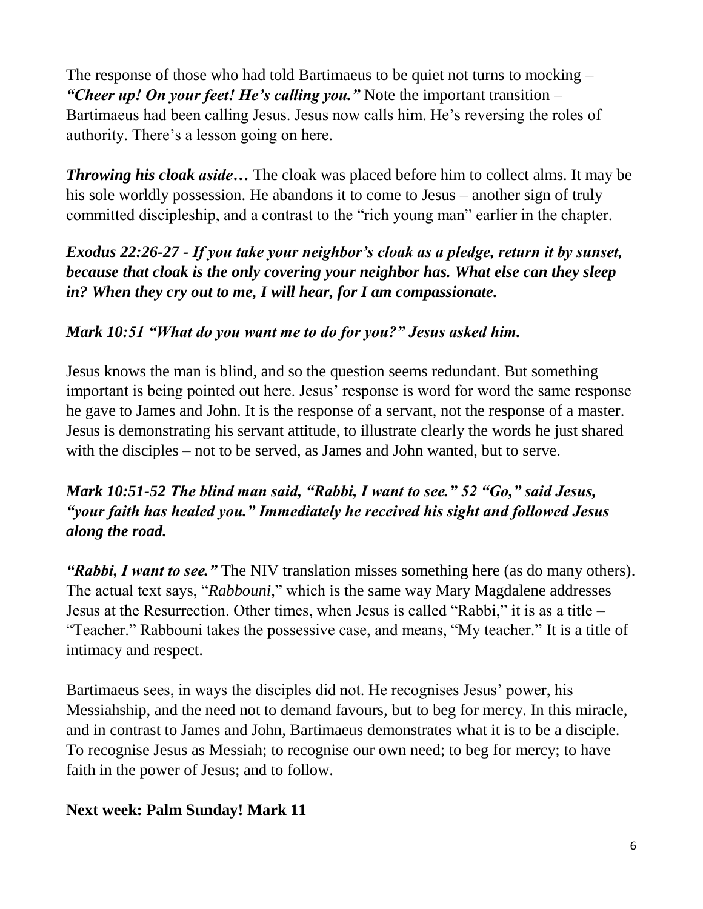The response of those who had told Bartimaeus to be quiet not turns to mocking – ***"Cheer up! On your feet! He's calling you."*** Note the important transition – Bartimaeus had been calling Jesus. Jesus now calls him. He's reversing the roles of authority. There's a lesson going on here.

***Throwing his cloak aside…*** The cloak was placed before him to collect alms. It may be his sole worldly possession. He abandons it to come to Jesus – another sign of truly committed discipleship, and a contrast to the "rich young man" earlier in the chapter.

***Exodus 22:26-27 - If you take your neighbor's cloak as a pledge, return it by sunset, because that cloak is the only covering your neighbor has. What else can they sleep in? When they cry out to me, I will hear, for I am compassionate.***

***Mark 10:51 "What do you want me to do for you?" Jesus asked him.***

Jesus knows the man is blind, and so the question seems redundant. But something important is being pointed out here. Jesus' response is word for word the same response he gave to James and John. It is the response of a servant, not the response of a master. Jesus is demonstrating his servant attitude, to illustrate clearly the words he just shared with the disciples – not to be served, as James and John wanted, but to serve.

***Mark 10:51-52 The blind man said, "Rabbi, I want to see." 52 "Go," said Jesus, "your faith has healed you." Immediately he received his sight and followed Jesus along the road.***

***"Rabbi, I want to see."*** The NIV translation misses something here (as do many others). The actual text says, "*Rabbouni,*" which is the same way Mary Magdalene addresses Jesus at the Resurrection. Other times, when Jesus is called "Rabbi," it is as a title – "Teacher." Rabbouni takes the possessive case, and means, "My teacher." It is a title of intimacy and respect.

Bartimaeus sees, in ways the disciples did not. He recognises Jesus' power, his Messiahship, and the need not to demand favours, but to beg for mercy. In this miracle, and in contrast to James and John, Bartimaeus demonstrates what it is to be a disciple. To recognise Jesus as Messiah; to recognise our own need; to beg for mercy; to have faith in the power of Jesus; and to follow.

**Next week: Palm Sunday! Mark 11**